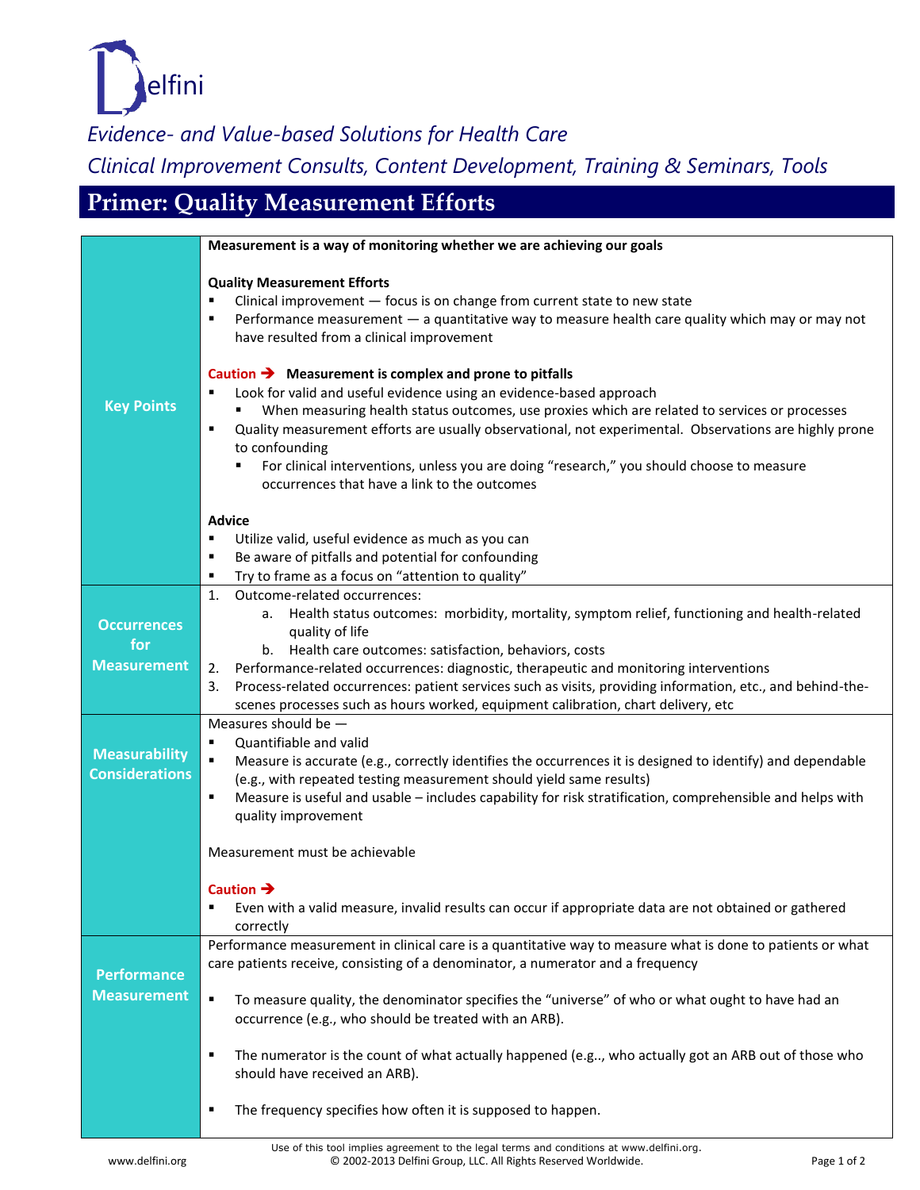Delfini

*Evidence- and Value-based Solutions for Health Care*

*Clinical Improvement Consults, Content Development, Training & Seminars, Tools*

# Primer: Quality Measurement Efforts

## Key Points

**Measurement is a way of monitoring whether we are achieving our goals**

**Quality Measurement Efforts**

- Clinical improvement — focus is on change from current state to new state
- Performance measurement — a quantitative way to measure health care quality which may or may not have resulted from a clinical improvement

**Caution ➔ Measurement is complex and prone to pitfalls**

- Look for valid and useful evidence using an evidence-based approach
  - When measuring health status outcomes, use proxies which are related to services or processes
- Quality measurement efforts are usually observational, not experimental. Observations are highly prone to confounding
  - For clinical interventions, unless you are doing "research," you should choose to measure occurrences that have a link to the outcomes

**Advice**

- Utilize valid, useful evidence as much as you can
- Be aware of pitfalls and potential for confounding
- Try to frame as a focus on "attention to quality"

## Occurrences for Measurement

1. Outcome-related occurrences:
   a. Health status outcomes: morbidity, mortality, symptom relief, functioning and health-related quality of life
   b. Health care outcomes: satisfaction, behaviors, costs
2. Performance-related occurrences: diagnostic, therapeutic and monitoring interventions
3. Process-related occurrences: patient services such as visits, providing information, etc., and behind-the-scenes processes such as hours worked, equipment calibration, chart delivery, etc

## Measurability Considerations

Measures should be —

- Quantifiable and valid
- Measure is accurate (e.g., correctly identifies the occurrences it is designed to identify) and dependable (e.g., with repeated testing measurement should yield same results)
- Measure is useful and usable – includes capability for risk stratification, comprehensible and helps with quality improvement

Measurement must be achievable

**Caution ➔**

- Even with a valid measure, invalid results can occur if appropriate data are not obtained or gathered correctly

## Performance Measurement

Performance measurement in clinical care is a quantitative way to measure what is done to patients or what care patients receive, consisting of a denominator, a numerator and a frequency

- To measure quality, the denominator specifies the "universe" of who or what ought to have had an occurrence (e.g., who should be treated with an ARB).
- The numerator is the count of what actually happened (e.g.., who actually got an ARB out of those who should have received an ARB).
- The frequency specifies how often it is supposed to happen.

Use of this tool implies agreement to the legal terms and conditions at www.delfini.org.
© 2002-2013 Delfini Group, LLC. All Rights Reserved Worldwide.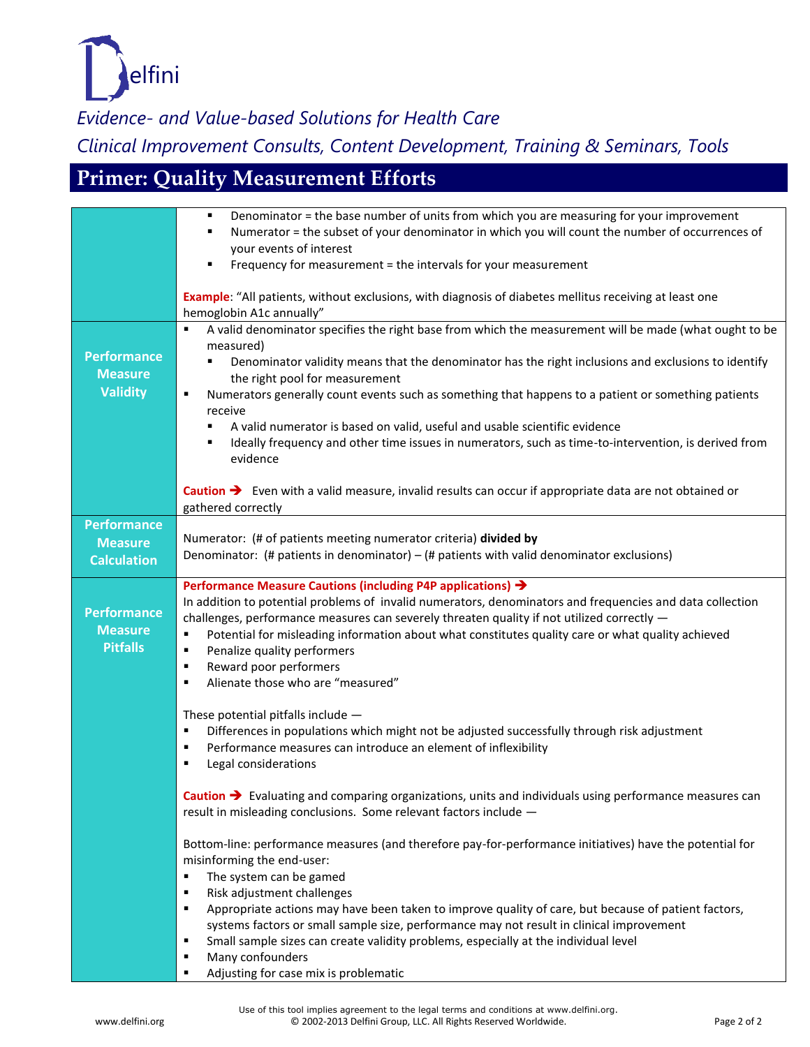# Primer: Quality Measurement Efforts

| | |
|---|---|
| | ▪ Denominator = the base number of units from which you are measuring for your improvement<br>▪ Numerator = the subset of your denominator in which you will count the number of occurrences of your events of interest<br>▪ Frequency for measurement = the intervals for your measurement<br><br>**Example**: "All patients, without exclusions, with diagnosis of diabetes mellitus receiving at least one hemoglobin A1c annually" |
| **Performance Measure Validity** | ▪ A valid denominator specifies the right base from which the measurement will be made (what ought to be measured)<br>&nbsp;&nbsp;&nbsp;&nbsp;▪ Denominator validity means that the denominator has the right inclusions and exclusions to identify the right pool for measurement<br>▪ Numerators generally count events such as something that happens to a patient or something patients receive<br>&nbsp;&nbsp;&nbsp;&nbsp;▪ A valid numerator is based on valid, useful and usable scientific evidence<br>&nbsp;&nbsp;&nbsp;&nbsp;▪ Ideally frequency and other time issues in numerators, such as time-to-intervention, is derived from evidence<br><br>**Caution** ➔ Even with a valid measure, invalid results can occur if appropriate data are not obtained or gathered correctly |
| **Performance Measure Calculation** | Numerator: (# of patients meeting numerator criteria) **divided by**<br>Denominator: (# patients in denominator) – (# patients with valid denominator exclusions) |
| **Performance Measure Pitfalls** | **Performance Measure Cautions (including P4P applications)** ➔<br>In addition to potential problems of invalid numerators, denominators and frequencies and data collection challenges, performance measures can severely threaten quality if not utilized correctly —<br>▪ Potential for misleading information about what constitutes quality care or what quality achieved<br>▪ Penalize quality performers<br>▪ Reward poor performers<br>▪ Alienate those who are "measured"<br><br>These potential pitfalls include —<br>▪ Differences in populations which might not be adjusted successfully through risk adjustment<br>▪ Performance measures can introduce an element of inflexibility<br>▪ Legal considerations<br><br>**Caution** ➔ Evaluating and comparing organizations, units and individuals using performance measures can result in misleading conclusions. Some relevant factors include —<br><br>Bottom-line: performance measures (and therefore pay-for-performance initiatives) have the potential for misinforming the end-user:<br>▪ The system can be gamed<br>▪ Risk adjustment challenges<br>▪ Appropriate actions may have been taken to improve quality of care, but because of patient factors, systems factors or small sample size, performance may not result in clinical improvement<br>▪ Small sample sizes can create validity problems, especially at the individual level<br>▪ Many confounders<br>▪ Adjusting for case mix is problematic |

Use of this tool implies agreement to the legal terms and conditions at www.delfini.org.
© 2002-2013 Delfini Group, LLC. All Rights Reserved Worldwide.